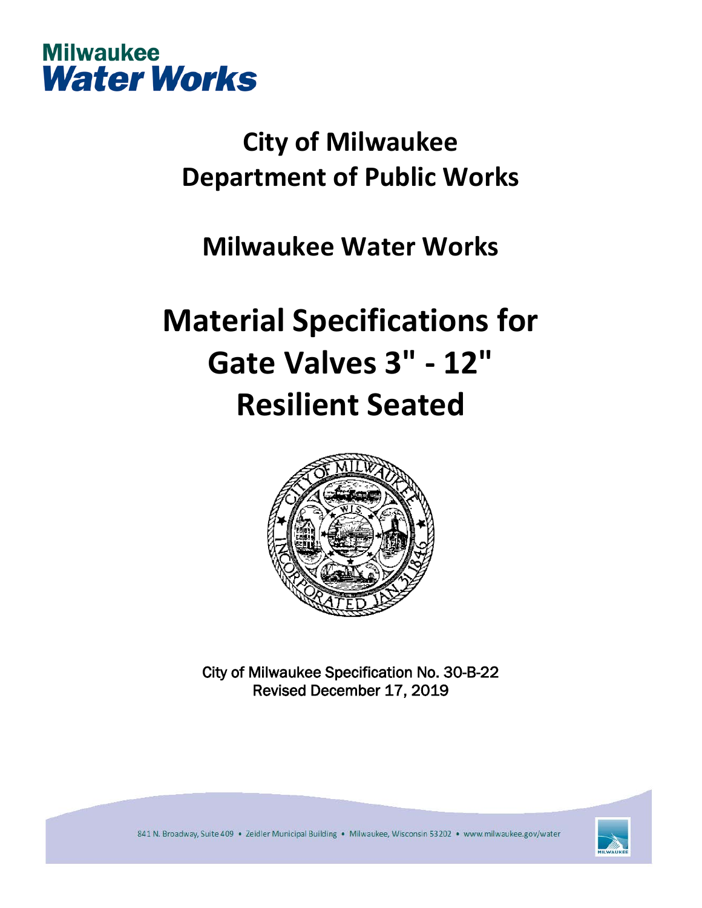Milwaukee
Water Works

# City of Milwaukee
# Department of Public Works

## Milwaukee Water Works

# Material Specifications for Gate Valves 3" - 12" Resilient Seated

City of Milwaukee Specification No. 30-B-22
Revised December 17, 2019

841 N. Broadway, Suite 409 • Zeidler Municipal Building • Milwaukee, Wisconsin 53202 • www.milwaukee.gov/water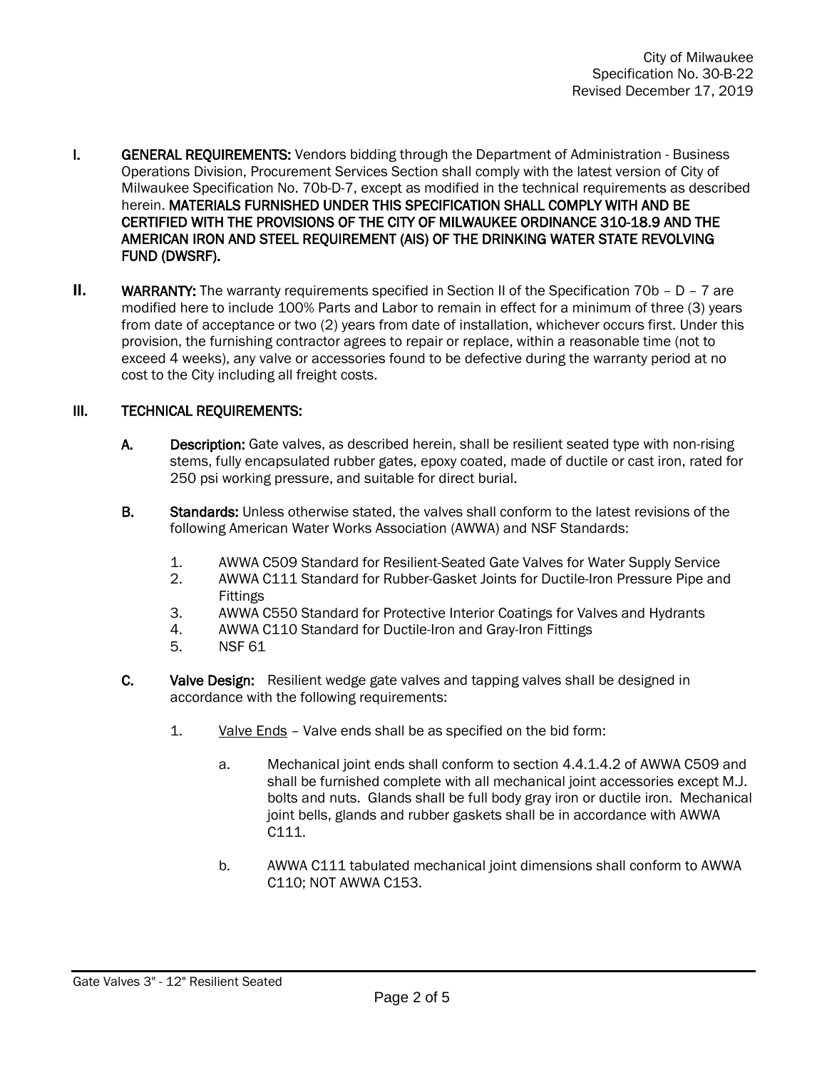**I. GENERAL REQUIREMENTS:** Vendors bidding through the Department of Administration - Business Operations Division, Procurement Services Section shall comply with the latest version of City of Milwaukee Specification No. 70b-D-7, except as modified in the technical requirements as described herein. **MATERIALS FURNISHED UNDER THIS SPECIFICATION SHALL COMPLY WITH AND BE CERTIFIED WITH THE PROVISIONS OF THE CITY OF MILWAUKEE ORDINANCE 310-18.9 AND THE AMERICAN IRON AND STEEL REQUIREMENT (AIS) OF THE DRINKING WATER STATE REVOLVING FUND (DWSRF).**

**II. WARRANTY:** The warranty requirements specified in Section II of the Specification 70b – D – 7 are modified here to include 100% Parts and Labor to remain in effect for a minimum of three (3) years from date of acceptance or two (2) years from date of installation, whichever occurs first. Under this provision, the furnishing contractor agrees to repair or replace, within a reasonable time (not to exceed 4 weeks), any valve or accessories found to be defective during the warranty period at no cost to the City including all freight costs.

**III. TECHNICAL REQUIREMENTS:**

**A. Description:** Gate valves, as described herein, shall be resilient seated type with non-rising stems, fully encapsulated rubber gates, epoxy coated, made of ductile or cast iron, rated for 250 psi working pressure, and suitable for direct burial.

**B. Standards:** Unless otherwise stated, the valves shall conform to the latest revisions of the following American Water Works Association (AWWA) and NSF Standards:

1. AWWA C509 Standard for Resilient-Seated Gate Valves for Water Supply Service
2. AWWA C111 Standard for Rubber-Gasket Joints for Ductile-Iron Pressure Pipe and Fittings
3. AWWA C550 Standard for Protective Interior Coatings for Valves and Hydrants
4. AWWA C110 Standard for Ductile-Iron and Gray-Iron Fittings
5. NSF 61

**C. Valve Design:** Resilient wedge gate valves and tapping valves shall be designed in accordance with the following requirements:

1. Valve Ends – Valve ends shall be as specified on the bid form:

   a. Mechanical joint ends shall conform to section 4.4.1.4.2 of AWWA C509 and shall be furnished complete with all mechanical joint accessories except M.J. bolts and nuts. Glands shall be full body gray iron or ductile iron. Mechanical joint bells, glands and rubber gaskets shall be in accordance with AWWA C111.

   b. AWWA C111 tabulated mechanical joint dimensions shall conform to AWWA C110; NOT AWWA C153.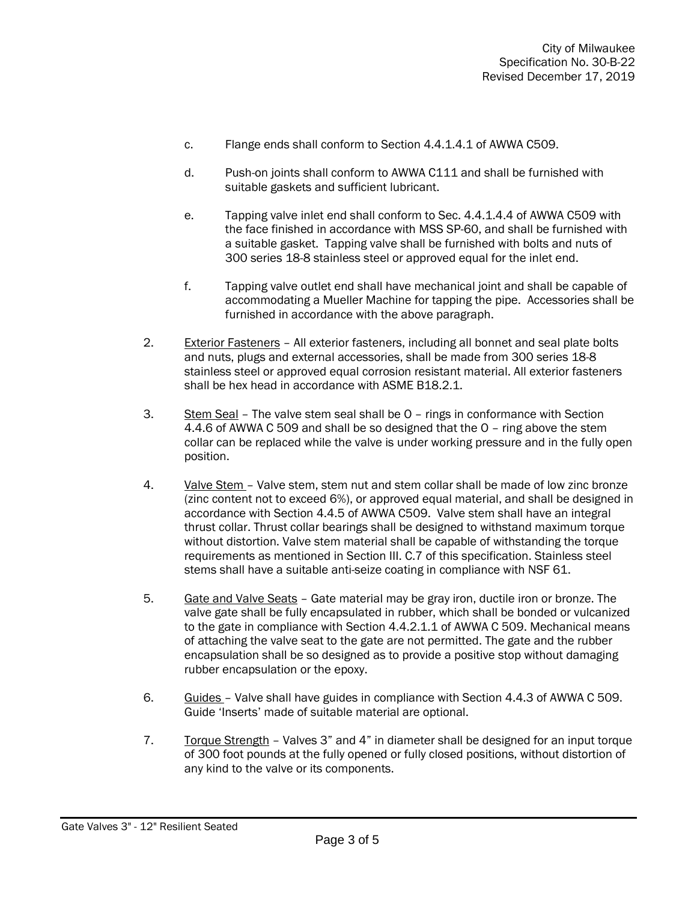c. Flange ends shall conform to Section 4.4.1.4.1 of AWWA C509.

d. Push-on joints shall conform to AWWA C111 and shall be furnished with suitable gaskets and sufficient lubricant.

e. Tapping valve inlet end shall conform to Sec. 4.4.1.4.4 of AWWA C509 with the face finished in accordance with MSS SP-60, and shall be furnished with a suitable gasket. Tapping valve shall be furnished with bolts and nuts of 300 series 18-8 stainless steel or approved equal for the inlet end.

f. Tapping valve outlet end shall have mechanical joint and shall be capable of accommodating a Mueller Machine for tapping the pipe. Accessories shall be furnished in accordance with the above paragraph.

2. <u>Exterior Fasteners</u> – All exterior fasteners, including all bonnet and seal plate bolts and nuts, plugs and external accessories, shall be made from 300 series 18-8 stainless steel or approved equal corrosion resistant material. All exterior fasteners shall be hex head in accordance with ASME B18.2.1.

3. <u>Stem Seal</u> – The valve stem seal shall be O – rings in conformance with Section 4.4.6 of AWWA C 509 and shall be so designed that the O – ring above the stem collar can be replaced while the valve is under working pressure and in the fully open position.

4. <u>Valve Stem</u> – Valve stem, stem nut and stem collar shall be made of low zinc bronze (zinc content not to exceed 6%), or approved equal material, and shall be designed in accordance with Section 4.4.5 of AWWA C509. Valve stem shall have an integral thrust collar. Thrust collar bearings shall be designed to withstand maximum torque without distortion. Valve stem material shall be capable of withstanding the torque requirements as mentioned in Section III. C.7 of this specification. Stainless steel stems shall have a suitable anti-seize coating in compliance with NSF 61.

5. <u>Gate and Valve Seats</u> – Gate material may be gray iron, ductile iron or bronze. The valve gate shall be fully encapsulated in rubber, which shall be bonded or vulcanized to the gate in compliance with Section 4.4.2.1.1 of AWWA C 509. Mechanical means of attaching the valve seat to the gate are not permitted. The gate and the rubber encapsulation shall be so designed as to provide a positive stop without damaging rubber encapsulation or the epoxy.

6. <u>Guides</u> – Valve shall have guides in compliance with Section 4.4.3 of AWWA C 509. Guide 'Inserts' made of suitable material are optional.

7. <u>Torque Strength</u> – Valves 3" and 4" in diameter shall be designed for an input torque of 300 foot pounds at the fully opened or fully closed positions, without distortion of any kind to the valve or its components.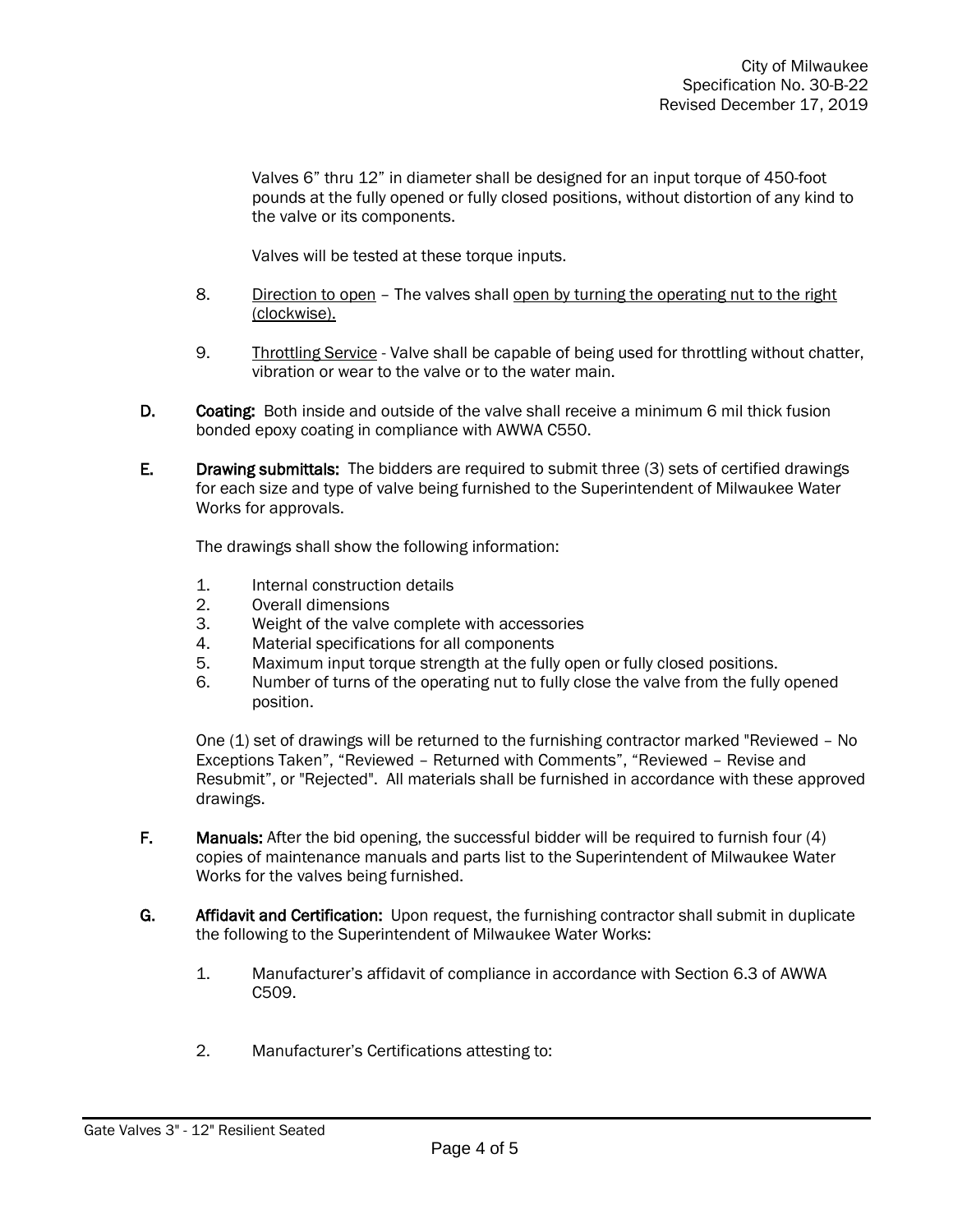Valves 6" thru 12" in diameter shall be designed for an input torque of 450-foot pounds at the fully opened or fully closed positions, without distortion of any kind to the valve or its components.

Valves will be tested at these torque inputs.

8. Direction to open – The valves shall open by turning the operating nut to the right (clockwise).

9. Throttling Service - Valve shall be capable of being used for throttling without chatter, vibration or wear to the valve or to the water main.

**D. Coating:** Both inside and outside of the valve shall receive a minimum 6 mil thick fusion bonded epoxy coating in compliance with AWWA C550.

**E. Drawing submittals:** The bidders are required to submit three (3) sets of certified drawings for each size and type of valve being furnished to the Superintendent of Milwaukee Water Works for approvals.

The drawings shall show the following information:

1. Internal construction details
2. Overall dimensions
3. Weight of the valve complete with accessories
4. Material specifications for all components
5. Maximum input torque strength at the fully open or fully closed positions.
6. Number of turns of the operating nut to fully close the valve from the fully opened position.

One (1) set of drawings will be returned to the furnishing contractor marked "Reviewed – No Exceptions Taken", "Reviewed – Returned with Comments", "Reviewed – Revise and Resubmit", or "Rejected". All materials shall be furnished in accordance with these approved drawings.

**F. Manuals:** After the bid opening, the successful bidder will be required to furnish four (4) copies of maintenance manuals and parts list to the Superintendent of Milwaukee Water Works for the valves being furnished.

**G. Affidavit and Certification:** Upon request, the furnishing contractor shall submit in duplicate the following to the Superintendent of Milwaukee Water Works:

1. Manufacturer's affidavit of compliance in accordance with Section 6.3 of AWWA C509.

2. Manufacturer's Certifications attesting to: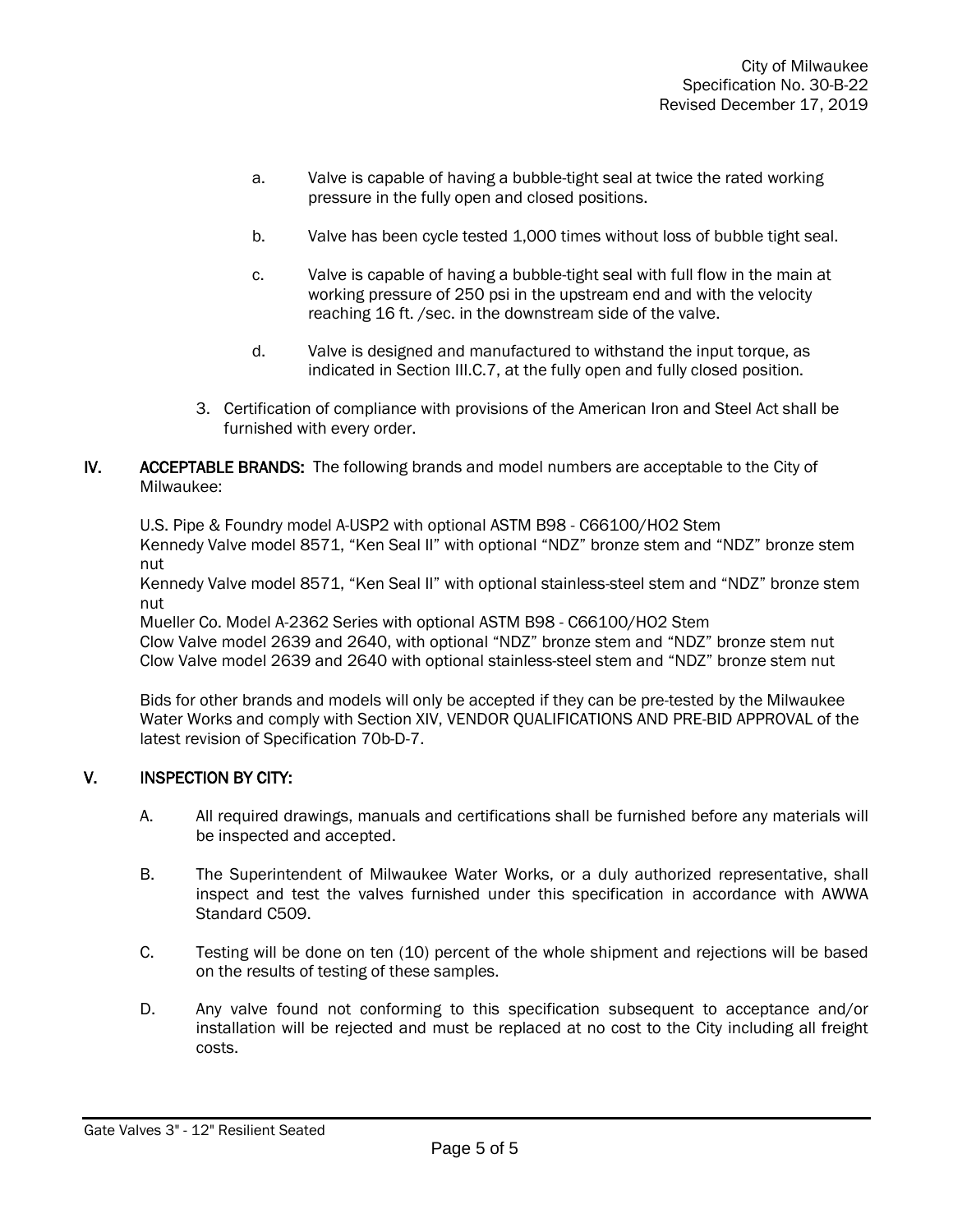a. Valve is capable of having a bubble-tight seal at twice the rated working pressure in the fully open and closed positions.

b. Valve has been cycle tested 1,000 times without loss of bubble tight seal.

c. Valve is capable of having a bubble-tight seal with full flow in the main at working pressure of 250 psi in the upstream end and with the velocity reaching 16 ft. /sec. in the downstream side of the valve.

d. Valve is designed and manufactured to withstand the input torque, as indicated in Section III.C.7, at the fully open and fully closed position.

3. Certification of compliance with provisions of the American Iron and Steel Act shall be furnished with every order.

## IV. ACCEPTABLE BRANDS:

The following brands and model numbers are acceptable to the City of Milwaukee:

U.S. Pipe & Foundry model A-USP2 with optional ASTM B98 - C66100/HO2 Stem
Kennedy Valve model 8571, "Ken Seal II" with optional "NDZ" bronze stem and "NDZ" bronze stem nut
Kennedy Valve model 8571, "Ken Seal II" with optional stainless-steel stem and "NDZ" bronze stem nut
Mueller Co. Model A-2362 Series with optional ASTM B98 - C66100/HO2 Stem
Clow Valve model 2639 and 2640, with optional "NDZ" bronze stem and "NDZ" bronze stem nut
Clow Valve model 2639 and 2640 with optional stainless-steel stem and "NDZ" bronze stem nut

Bids for other brands and models will only be accepted if they can be pre-tested by the Milwaukee Water Works and comply with Section XIV, VENDOR QUALIFICATIONS AND PRE-BID APPROVAL of the latest revision of Specification 70b-D-7.

## V. INSPECTION BY CITY:

A. All required drawings, manuals and certifications shall be furnished before any materials will be inspected and accepted.

B. The Superintendent of Milwaukee Water Works, or a duly authorized representative, shall inspect and test the valves furnished under this specification in accordance with AWWA Standard C509.

C. Testing will be done on ten (10) percent of the whole shipment and rejections will be based on the results of testing of these samples.

D. Any valve found not conforming to this specification subsequent to acceptance and/or installation will be rejected and must be replaced at no cost to the City including all freight costs.